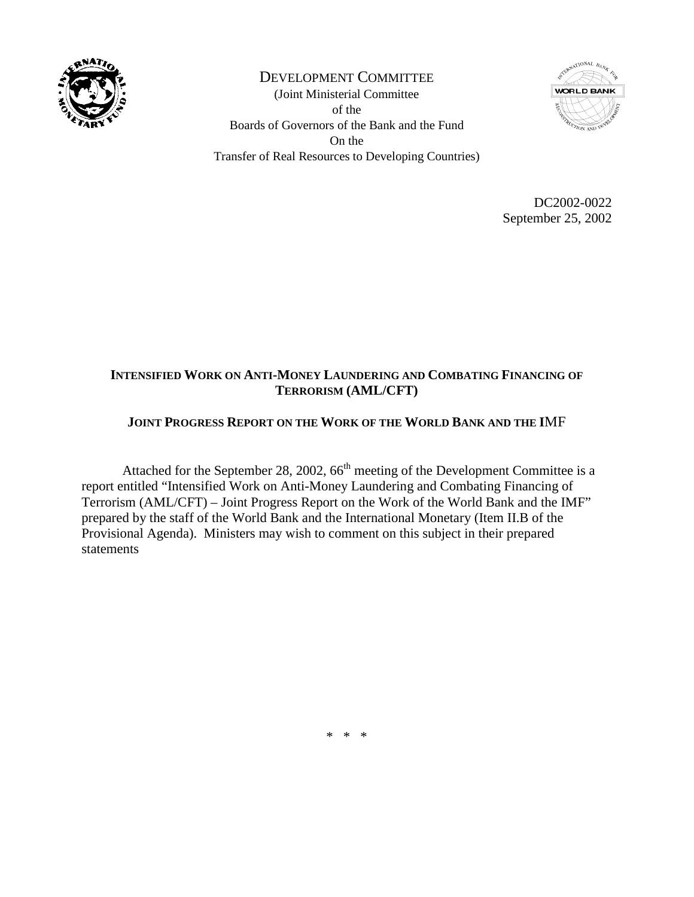DEVELOPMENT COMMITTEE

(Joint Ministerial Committee
of the
Boards of Governors of the Bank and the Fund
On the
Transfer of Real Resources to Developing Countries)

DC2002-0022
September 25, 2002

**INTENSIFIED WORK ON ANTI-MONEY LAUNDERING AND COMBATING FINANCING OF TERRORISM (AML/CFT)**

**JOINT PROGRESS REPORT ON THE WORK OF THE WORLD BANK AND THE IMF**

Attached for the September 28, 2002, 66th meeting of the Development Committee is a report entitled "Intensified Work on Anti-Money Laundering and Combating Financing of Terrorism (AML/CFT) – Joint Progress Report on the Work of the World Bank and the IMF" prepared by the staff of the World Bank and the International Monetary (Item II.B of the Provisional Agenda). Ministers may wish to comment on this subject in their prepared statements

\* \* \*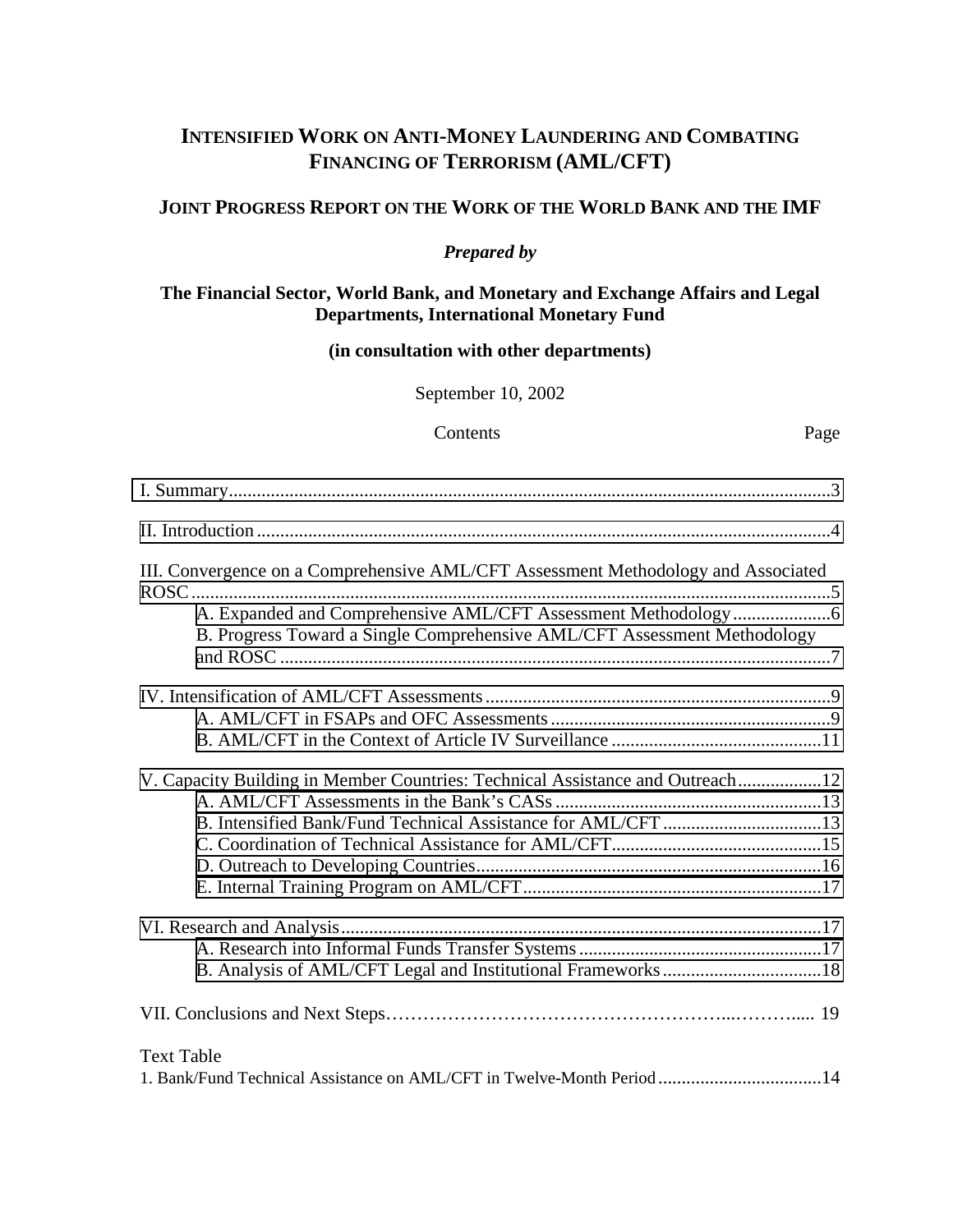**INTENSIFIED WORK ON ANTI-MONEY LAUNDERING AND COMBATING FINANCING OF TERRORISM (AML/CFT)**

**JOINT PROGRESS REPORT ON THE WORK OF THE WORLD BANK AND THE IMF**

***Prepared by***

**The Financial Sector, World Bank, and Monetary and Exchange Affairs and Legal Departments, International Monetary Fund**

**(in consultation with other departments)**

September 10, 2002

Contents Page

I. Summary....3

II. Introduction....4

III. Convergence on a Comprehensive AML/CFT Assessment Methodology and Associated ROSC....5
- A. Expanded and Comprehensive AML/CFT Assessment Methodology....6
- B. Progress Toward a Single Comprehensive AML/CFT Assessment Methodology and ROSC....7

IV. Intensification of AML/CFT Assessments....9
- A. AML/CFT in FSAPs and OFC Assessments....9
- B. AML/CFT in the Context of Article IV Surveillance....11

V. Capacity Building in Member Countries: Technical Assistance and Outreach....12
- A. AML/CFT Assessments in the Bank's CASs....13
- B. Intensified Bank/Fund Technical Assistance for AML/CFT....13
- C. Coordination of Technical Assistance for AML/CFT....15
- D. Outreach to Developing Countries....16
- E. Internal Training Program on AML/CFT....17

VI. Research and Analysis....17
- A. Research into Informal Funds Transfer Systems....17
- B. Analysis of AML/CFT Legal and Institutional Frameworks....18

VII. Conclusions and Next Steps....19

Text Table

1. Bank/Fund Technical Assistance on AML/CFT in Twelve-Month Period....14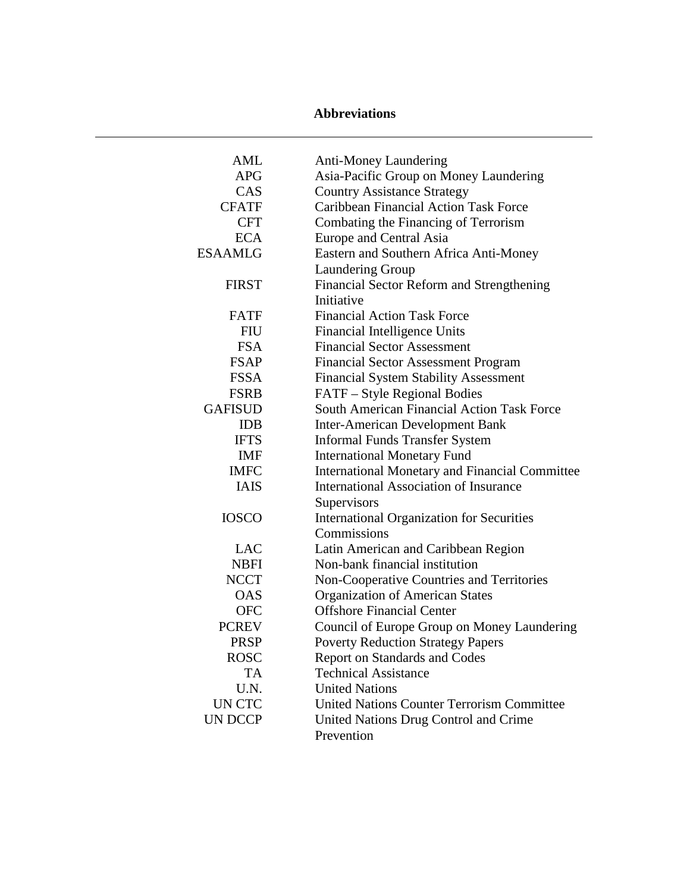# Abbreviations

| | |
|---|---|
| AML | Anti-Money Laundering |
| APG | Asia-Pacific Group on Money Laundering |
| CAS | Country Assistance Strategy |
| CFATF | Caribbean Financial Action Task Force |
| CFT | Combating the Financing of Terrorism |
| ECA | Europe and Central Asia |
| ESAAMLG | Eastern and Southern Africa Anti-Money Laundering Group |
| FIRST | Financial Sector Reform and Strengthening Initiative |
| FATF | Financial Action Task Force |
| FIU | Financial Intelligence Units |
| FSA | Financial Sector Assessment |
| FSAP | Financial Sector Assessment Program |
| FSSA | Financial System Stability Assessment |
| FSRB | FATF – Style Regional Bodies |
| GAFISUD | South American Financial Action Task Force |
| IDB | Inter-American Development Bank |
| IFTS | Informal Funds Transfer System |
| IMF | International Monetary Fund |
| IMFC | International Monetary and Financial Committee |
| IAIS | International Association of Insurance Supervisors |
| IOSCO | International Organization for Securities Commissions |
| LAC | Latin American and Caribbean Region |
| NBFI | Non-bank financial institution |
| NCCT | Non-Cooperative Countries and Territories |
| OAS | Organization of American States |
| OFC | Offshore Financial Center |
| PCREV | Council of Europe Group on Money Laundering |
| PRSP | Poverty Reduction Strategy Papers |
| ROSC | Report on Standards and Codes |
| TA | Technical Assistance |
| U.N. | United Nations |
| UN CTC | United Nations Counter Terrorism Committee |
| UN DCCP | United Nations Drug Control and Crime Prevention |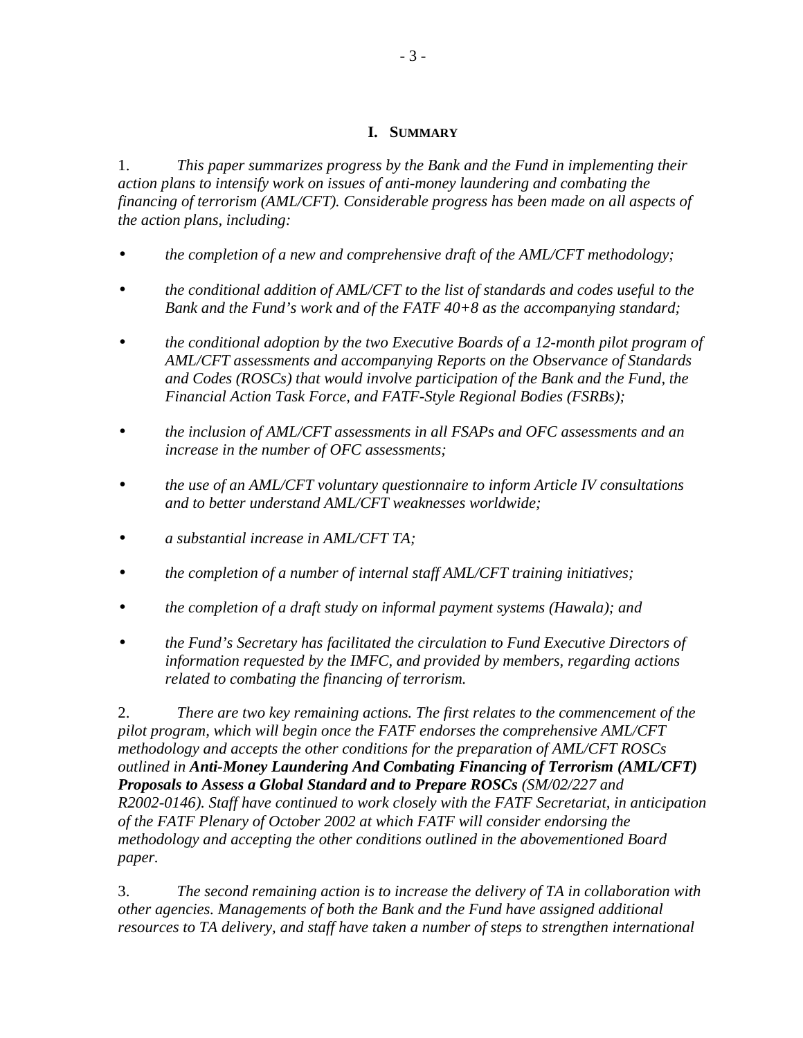# I. Summary

1. *This paper summarizes progress by the Bank and the Fund in implementing their action plans to intensify work on issues of anti-money laundering and combating the financing of terrorism (AML/CFT). Considerable progress has been made on all aspects of the action plans, including:*

- *the completion of a new and comprehensive draft of the AML/CFT methodology;*
- *the conditional addition of AML/CFT to the list of standards and codes useful to the Bank and the Fund's work and of the FATF 40+8 as the accompanying standard;*
- *the conditional adoption by the two Executive Boards of a 12-month pilot program of AML/CFT assessments and accompanying Reports on the Observance of Standards and Codes (ROSCs) that would involve participation of the Bank and the Fund, the Financial Action Task Force, and FATF-Style Regional Bodies (FSRBs);*
- *the inclusion of AML/CFT assessments in all FSAPs and OFC assessments and an increase in the number of OFC assessments;*
- *the use of an AML/CFT voluntary questionnaire to inform Article IV consultations and to better understand AML/CFT weaknesses worldwide;*
- *a substantial increase in AML/CFT TA;*
- *the completion of a number of internal staff AML/CFT training initiatives;*
- *the completion of a draft study on informal payment systems (Hawala); and*
- *the Fund's Secretary has facilitated the circulation to Fund Executive Directors of information requested by the IMFC, and provided by members, regarding actions related to combating the financing of terrorism.*

2. *There are two key remaining actions. The first relates to the commencement of the pilot program, which will begin once the FATF endorses the comprehensive AML/CFT methodology and accepts the other conditions for the preparation of AML/CFT ROSCs outlined in* ***Anti-Money Laundering And Combating Financing of Terrorism (AML/CFT) Proposals to Assess a Global Standard and to Prepare ROSCs*** *(SM/02/227 and R2002-0146). Staff have continued to work closely with the FATF Secretariat, in anticipation of the FATF Plenary of October 2002 at which FATF will consider endorsing the methodology and accepting the other conditions outlined in the abovementioned Board paper.*

3. *The second remaining action is to increase the delivery of TA in collaboration with other agencies. Managements of both the Bank and the Fund have assigned additional resources to TA delivery, and staff have taken a number of steps to strengthen international*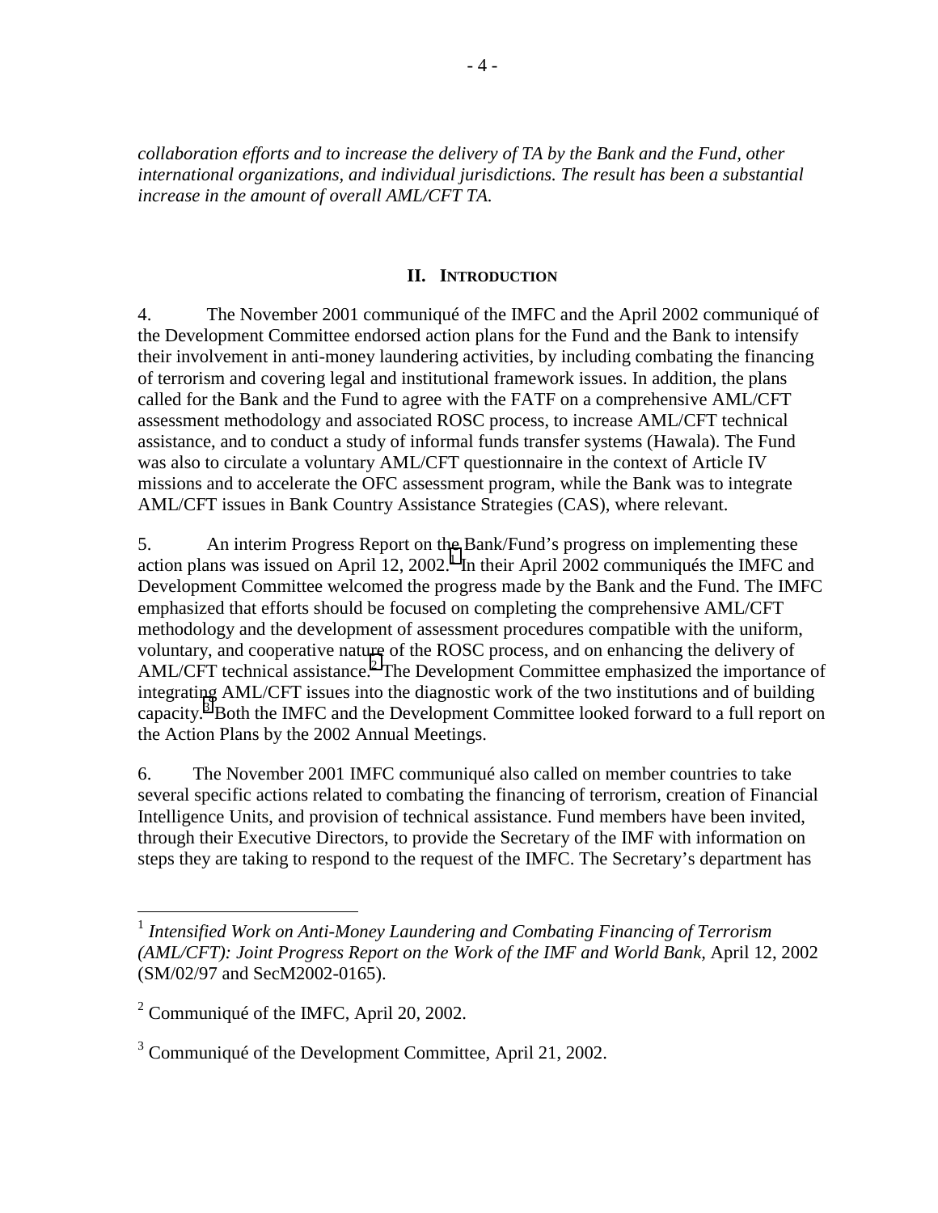*collaboration efforts and to increase the delivery of TA by the Bank and the Fund, other international organizations, and individual jurisdictions. The result has been a substantial increase in the amount of overall AML/CFT TA.*

## II. Introduction

4. The November 2001 communiqué of the IMFC and the April 2002 communiqué of the Development Committee endorsed action plans for the Fund and the Bank to intensify their involvement in anti-money laundering activities, by including combating the financing of terrorism and covering legal and institutional framework issues. In addition, the plans called for the Bank and the Fund to agree with the FATF on a comprehensive AML/CFT assessment methodology and associated ROSC process, to increase AML/CFT technical assistance, and to conduct a study of informal funds transfer systems (Hawala). The Fund was also to circulate a voluntary AML/CFT questionnaire in the context of Article IV missions and to accelerate the OFC assessment program, while the Bank was to integrate AML/CFT issues in Bank Country Assistance Strategies (CAS), where relevant.

5. An interim Progress Report on the Bank/Fund's progress on implementing these action plans was issued on April 12, 2002.[1] In their April 2002 communiqués the IMFC and Development Committee welcomed the progress made by the Bank and the Fund. The IMFC emphasized that efforts should be focused on completing the comprehensive AML/CFT methodology and the development of assessment procedures compatible with the uniform, voluntary, and cooperative nature of the ROSC process, and on enhancing the delivery of AML/CFT technical assistance.[2] The Development Committee emphasized the importance of integrating AML/CFT issues into the diagnostic work of the two institutions and of building capacity.[3] Both the IMFC and the Development Committee looked forward to a full report on the Action Plans by the 2002 Annual Meetings.

6. The November 2001 IMFC communiqué also called on member countries to take several specific actions related to combating the financing of terrorism, creation of Financial Intelligence Units, and provision of technical assistance. Fund members have been invited, through their Executive Directors, to provide the Secretary of the IMF with information on steps they are taking to respond to the request of the IMFC. The Secretary's department has

---

[1] *Intensified Work on Anti-Money Laundering and Combating Financing of Terrorism (AML/CFT): Joint Progress Report on the Work of the IMF and World Bank,* April 12, 2002 (SM/02/97 and SecM2002-0165).

[2] Communiqué of the IMFC, April 20, 2002.

[3] Communiqué of the Development Committee, April 21, 2002.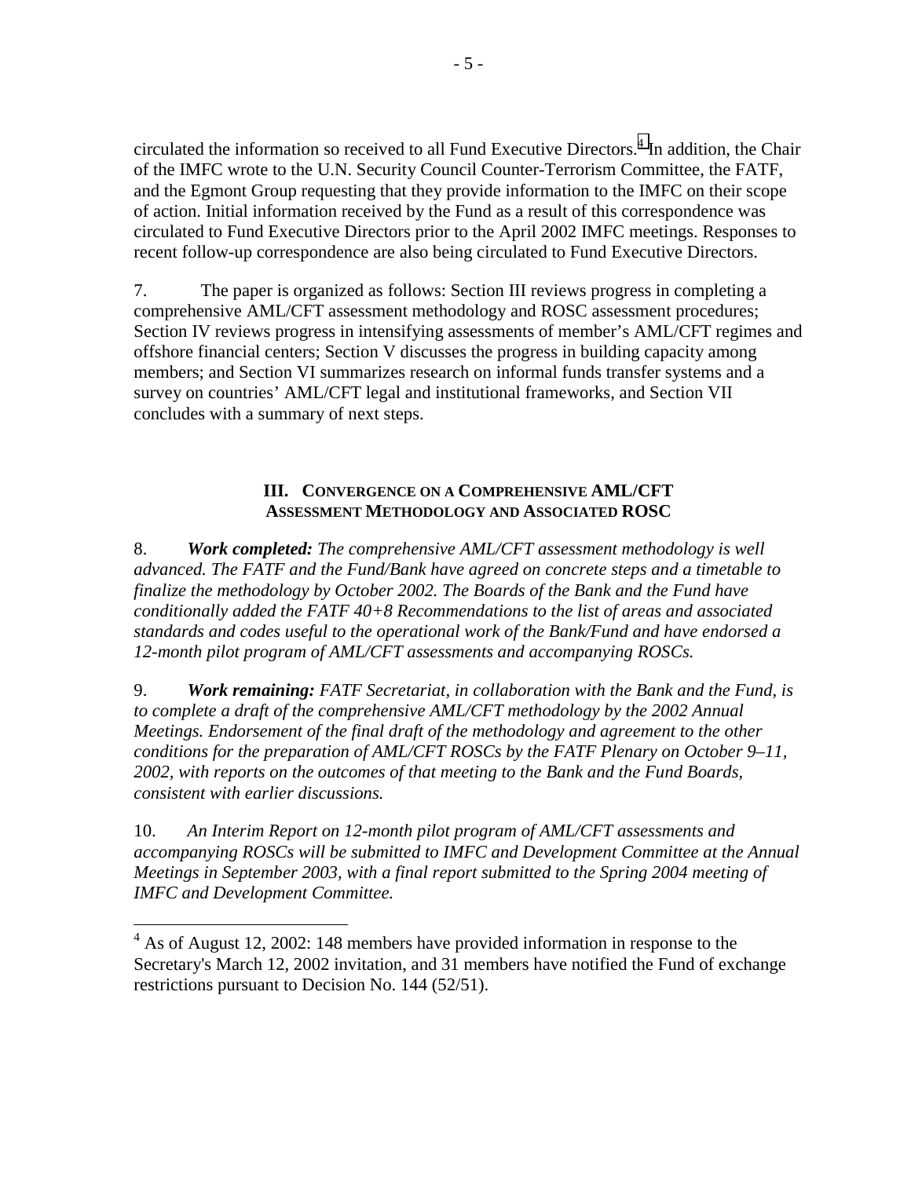circulated the information so received to all Fund Executive Directors.[4] In addition, the Chair of the IMFC wrote to the U.N. Security Council Counter-Terrorism Committee, the FATF, and the Egmont Group requesting that they provide information to the IMFC on their scope of action. Initial information received by the Fund as a result of this correspondence was circulated to Fund Executive Directors prior to the April 2002 IMFC meetings. Responses to recent follow-up correspondence are also being circulated to Fund Executive Directors.

7. The paper is organized as follows: Section III reviews progress in completing a comprehensive AML/CFT assessment methodology and ROSC assessment procedures; Section IV reviews progress in intensifying assessments of member's AML/CFT regimes and offshore financial centers; Section V discusses the progress in building capacity among members; and Section VI summarizes research on informal funds transfer systems and a survey on countries' AML/CFT legal and institutional frameworks, and Section VII concludes with a summary of next steps.

## III. Convergence on a Comprehensive AML/CFT Assessment Methodology and Associated ROSC

8. ***Work completed:*** *The comprehensive AML/CFT assessment methodology is well advanced. The FATF and the Fund/Bank have agreed on concrete steps and a timetable to finalize the methodology by October 2002. The Boards of the Bank and the Fund have conditionally added the FATF 40+8 Recommendations to the list of areas and associated standards and codes useful to the operational work of the Bank/Fund and have endorsed a 12-month pilot program of AML/CFT assessments and accompanying ROSCs.*

9. ***Work remaining:*** *FATF Secretariat, in collaboration with the Bank and the Fund, is to complete a draft of the comprehensive AML/CFT methodology by the 2002 Annual Meetings. Endorsement of the final draft of the methodology and agreement to the other conditions for the preparation of AML/CFT ROSCs by the FATF Plenary on October 9–11, 2002, with reports on the outcomes of that meeting to the Bank and the Fund Boards, consistent with earlier discussions.*

10. *An Interim Report on 12-month pilot program of AML/CFT assessments and accompanying ROSCs will be submitted to IMFC and Development Committee at the Annual Meetings in September 2003, with a final report submitted to the Spring 2004 meeting of IMFC and Development Committee.*

---

[4] As of August 12, 2002: 148 members have provided information in response to the Secretary's March 12, 2002 invitation, and 31 members have notified the Fund of exchange restrictions pursuant to Decision No. 144 (52/51).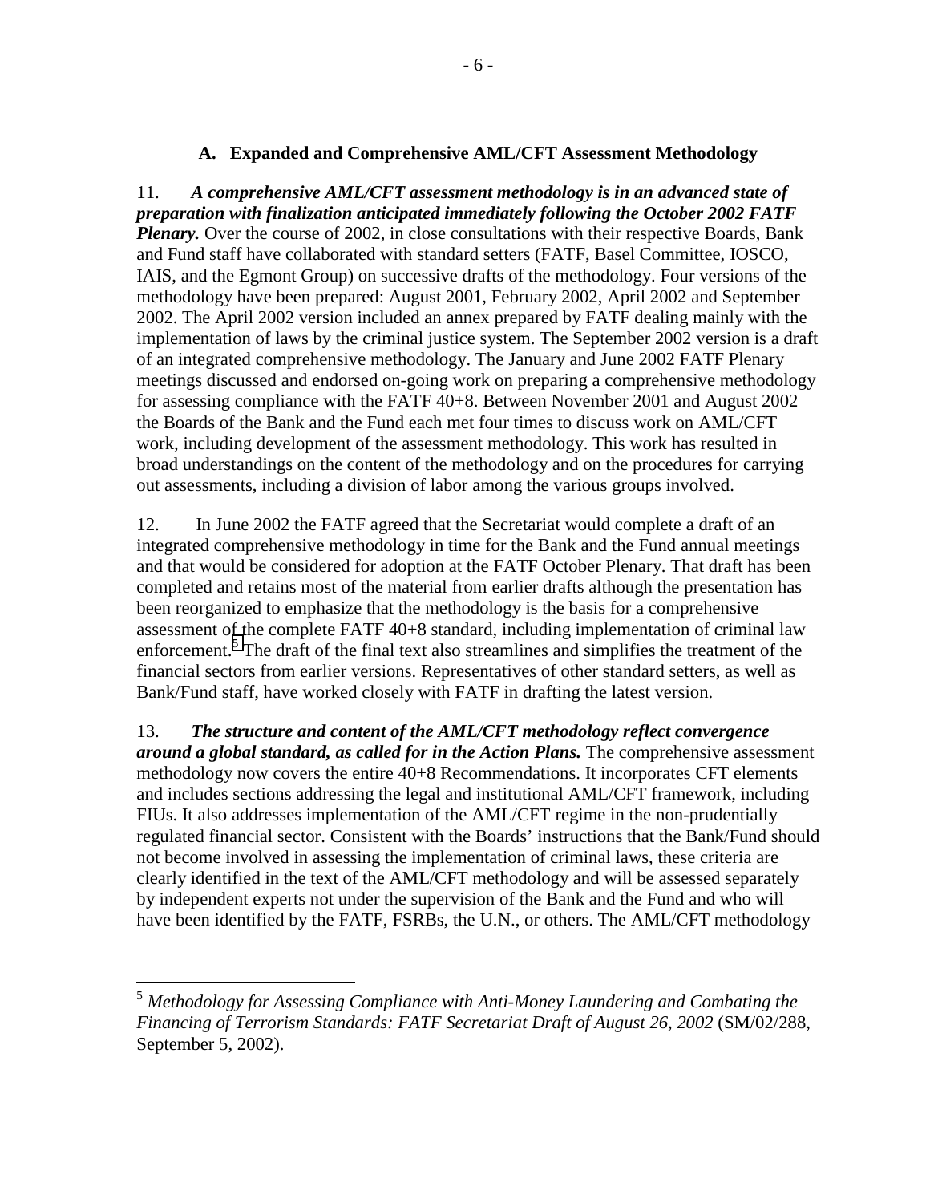### A. Expanded and Comprehensive AML/CFT Assessment Methodology

11. ***A comprehensive AML/CFT assessment methodology is in an advanced state of preparation with finalization anticipated immediately following the October 2002 FATF Plenary.*** Over the course of 2002, in close consultations with their respective Boards, Bank and Fund staff have collaborated with standard setters (FATF, Basel Committee, IOSCO, IAIS, and the Egmont Group) on successive drafts of the methodology. Four versions of the methodology have been prepared: August 2001, February 2002, April 2002 and September 2002. The April 2002 version included an annex prepared by FATF dealing mainly with the implementation of laws by the criminal justice system. The September 2002 version is a draft of an integrated comprehensive methodology. The January and June 2002 FATF Plenary meetings discussed and endorsed on-going work on preparing a comprehensive methodology for assessing compliance with the FATF 40+8. Between November 2001 and August 2002 the Boards of the Bank and the Fund each met four times to discuss work on AML/CFT work, including development of the assessment methodology. This work has resulted in broad understandings on the content of the methodology and on the procedures for carrying out assessments, including a division of labor among the various groups involved.

12. In June 2002 the FATF agreed that the Secretariat would complete a draft of an integrated comprehensive methodology in time for the Bank and the Fund annual meetings and that would be considered for adoption at the FATF October Plenary. That draft has been completed and retains most of the material from earlier drafts although the presentation has been reorganized to emphasize that the methodology is the basis for a comprehensive assessment of the complete FATF 40+8 standard, including implementation of criminal law enforcement.[5] The draft of the final text also streamlines and simplifies the treatment of the financial sectors from earlier versions. Representatives of other standard setters, as well as Bank/Fund staff, have worked closely with FATF in drafting the latest version.

13. ***The structure and content of the AML/CFT methodology reflect convergence around a global standard, as called for in the Action Plans.*** The comprehensive assessment methodology now covers the entire 40+8 Recommendations. It incorporates CFT elements and includes sections addressing the legal and institutional AML/CFT framework, including FIUs. It also addresses implementation of the AML/CFT regime in the non-prudentially regulated financial sector. Consistent with the Boards' instructions that the Bank/Fund should not become involved in assessing the implementation of criminal laws, these criteria are clearly identified in the text of the AML/CFT methodology and will be assessed separately by independent experts not under the supervision of the Bank and the Fund and who will have been identified by the FATF, FSRBs, the U.N., or others. The AML/CFT methodology

---

[5] *Methodology for Assessing Compliance with Anti-Money Laundering and Combating the Financing of Terrorism Standards: FATF Secretariat Draft of August 26, 2002* (SM/02/288, September 5, 2002).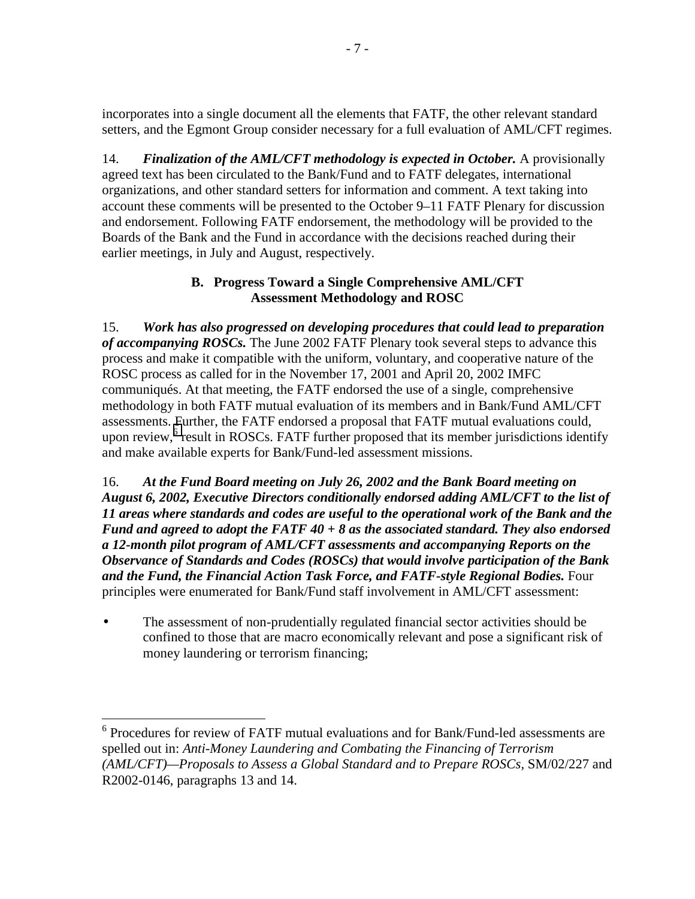incorporates into a single document all the elements that FATF, the other relevant standard setters, and the Egmont Group consider necessary for a full evaluation of AML/CFT regimes.

14. ***Finalization of the AML/CFT methodology is expected in October.*** A provisionally agreed text has been circulated to the Bank/Fund and to FATF delegates, international organizations, and other standard setters for information and comment. A text taking into account these comments will be presented to the October 9–11 FATF Plenary for discussion and endorsement. Following FATF endorsement, the methodology will be provided to the Boards of the Bank and the Fund in accordance with the decisions reached during their earlier meetings, in July and August, respectively.

### B. Progress Toward a Single Comprehensive AML/CFT Assessment Methodology and ROSC

15. ***Work has also progressed on developing procedures that could lead to preparation of accompanying ROSCs.*** The June 2002 FATF Plenary took several steps to advance this process and make it compatible with the uniform, voluntary, and cooperative nature of the ROSC process as called for in the November 17, 2001 and April 20, 2002 IMFC communiqués. At that meeting, the FATF endorsed the use of a single, comprehensive methodology in both FATF mutual evaluation of its members and in Bank/Fund AML/CFT assessments. Further, the FATF endorsed a proposal that FATF mutual evaluations could, upon review,[6] result in ROSCs. FATF further proposed that its member jurisdictions identify and make available experts for Bank/Fund-led assessment missions.

16. ***At the Fund Board meeting on July 26, 2002 and the Bank Board meeting on August 6, 2002, Executive Directors conditionally endorsed adding AML/CFT to the list of 11 areas where standards and codes are useful to the operational work of the Bank and the Fund and agreed to adopt the FATF 40 + 8 as the associated standard. They also endorsed a 12-month pilot program of AML/CFT assessments and accompanying Reports on the Observance of Standards and Codes (ROSCs) that would involve participation of the Bank and the Fund, the Financial Action Task Force, and FATF-style Regional Bodies.*** Four principles were enumerated for Bank/Fund staff involvement in AML/CFT assessment:

- The assessment of non-prudentially regulated financial sector activities should be confined to those that are macro economically relevant and pose a significant risk of money laundering or terrorism financing;

---

[6] Procedures for review of FATF mutual evaluations and for Bank/Fund-led assessments are spelled out in: *Anti-Money Laundering and Combating the Financing of Terrorism (AML/CFT)—Proposals to Assess a Global Standard and to Prepare ROSCs*, SM/02/227 and R2002-0146, paragraphs 13 and 14.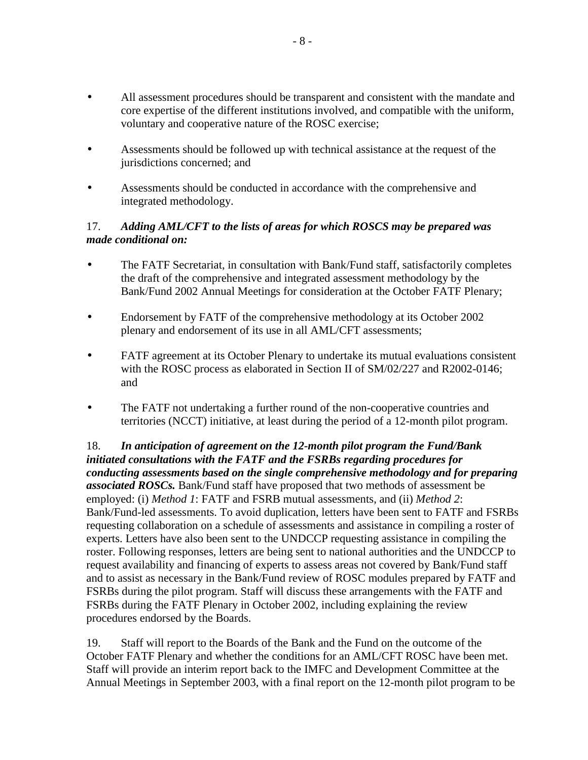- All assessment procedures should be transparent and consistent with the mandate and core expertise of the different institutions involved, and compatible with the uniform, voluntary and cooperative nature of the ROSC exercise;

- Assessments should be followed up with technical assistance at the request of the jurisdictions concerned; and

- Assessments should be conducted in accordance with the comprehensive and integrated methodology.

17. ***Adding AML/CFT to the lists of areas for which ROSCS may be prepared was made conditional on:***

- The FATF Secretariat, in consultation with Bank/Fund staff, satisfactorily completes the draft of the comprehensive and integrated assessment methodology by the Bank/Fund 2002 Annual Meetings for consideration at the October FATF Plenary;

- Endorsement by FATF of the comprehensive methodology at its October 2002 plenary and endorsement of its use in all AML/CFT assessments;

- FATF agreement at its October Plenary to undertake its mutual evaluations consistent with the ROSC process as elaborated in Section II of SM/02/227 and R2002-0146; and

- The FATF not undertaking a further round of the non-cooperative countries and territories (NCCT) initiative, at least during the period of a 12-month pilot program.

18. ***In anticipation of agreement on the 12-month pilot program the Fund/Bank initiated consultations with the FATF and the FSRBs regarding procedures for conducting assessments based on the single comprehensive methodology and for preparing associated ROSCs.*** Bank/Fund staff have proposed that two methods of assessment be employed: (i) *Method 1*: FATF and FSRB mutual assessments, and (ii) *Method 2*: Bank/Fund-led assessments. To avoid duplication, letters have been sent to FATF and FSRBs requesting collaboration on a schedule of assessments and assistance in compiling a roster of experts. Letters have also been sent to the UNDCCP requesting assistance in compiling the roster. Following responses, letters are being sent to national authorities and the UNDCCP to request availability and financing of experts to assess areas not covered by Bank/Fund staff and to assist as necessary in the Bank/Fund review of ROSC modules prepared by FATF and FSRBs during the pilot program. Staff will discuss these arrangements with the FATF and FSRBs during the FATF Plenary in October 2002, including explaining the review procedures endorsed by the Boards.

19. Staff will report to the Boards of the Bank and the Fund on the outcome of the October FATF Plenary and whether the conditions for an AML/CFT ROSC have been met. Staff will provide an interim report back to the IMFC and Development Committee at the Annual Meetings in September 2003, with a final report on the 12-month pilot program to be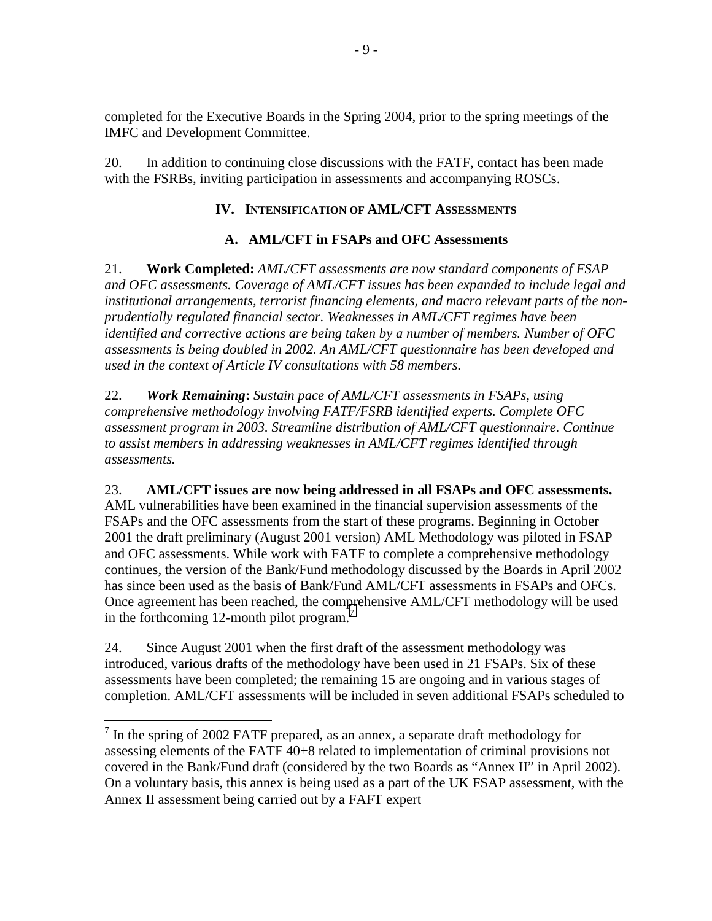completed for the Executive Boards in the Spring 2004, prior to the spring meetings of the IMFC and Development Committee.

20. In addition to continuing close discussions with the FATF, contact has been made with the FSRBs, inviting participation in assessments and accompanying ROSCs.

## IV. Intensification of AML/CFT Assessments

### A. AML/CFT in FSAPs and OFC Assessments

21. **Work Completed:** *AML/CFT assessments are now standard components of FSAP and OFC assessments. Coverage of AML/CFT issues has been expanded to include legal and institutional arrangements, terrorist financing elements, and macro relevant parts of the non-prudentially regulated financial sector. Weaknesses in AML/CFT regimes have been identified and corrective actions are being taken by a number of members. Number of OFC assessments is being doubled in 2002. An AML/CFT questionnaire has been developed and used in the context of Article IV consultations with 58 members.*

22. ***Work Remaining*:** *Sustain pace of AML/CFT assessments in FSAPs, using comprehensive methodology involving FATF/FSRB identified experts. Complete OFC assessment program in 2003. Streamline distribution of AML/CFT questionnaire. Continue to assist members in addressing weaknesses in AML/CFT regimes identified through assessments.*

23. **AML/CFT issues are now being addressed in all FSAPs and OFC assessments.** AML vulnerabilities have been examined in the financial supervision assessments of the FSAPs and the OFC assessments from the start of these programs. Beginning in October 2001 the draft preliminary (August 2001 version) AML Methodology was piloted in FSAP and OFC assessments. While work with FATF to complete a comprehensive methodology continues, the version of the Bank/Fund methodology discussed by the Boards in April 2002 has since been used as the basis of Bank/Fund AML/CFT assessments in FSAPs and OFCs. Once agreement has been reached, the comprehensive AML/CFT methodology will be used in the forthcoming 12-month pilot program.[7]

24. Since August 2001 when the first draft of the assessment methodology was introduced, various drafts of the methodology have been used in 21 FSAPs. Six of these assessments have been completed; the remaining 15 are ongoing and in various stages of completion. AML/CFT assessments will be included in seven additional FSAPs scheduled to

---

[7] In the spring of 2002 FATF prepared, as an annex, a separate draft methodology for assessing elements of the FATF 40+8 related to implementation of criminal provisions not covered in the Bank/Fund draft (considered by the two Boards as "Annex II" in April 2002). On a voluntary basis, this annex is being used as a part of the UK FSAP assessment, with the Annex II assessment being carried out by a FAFT expert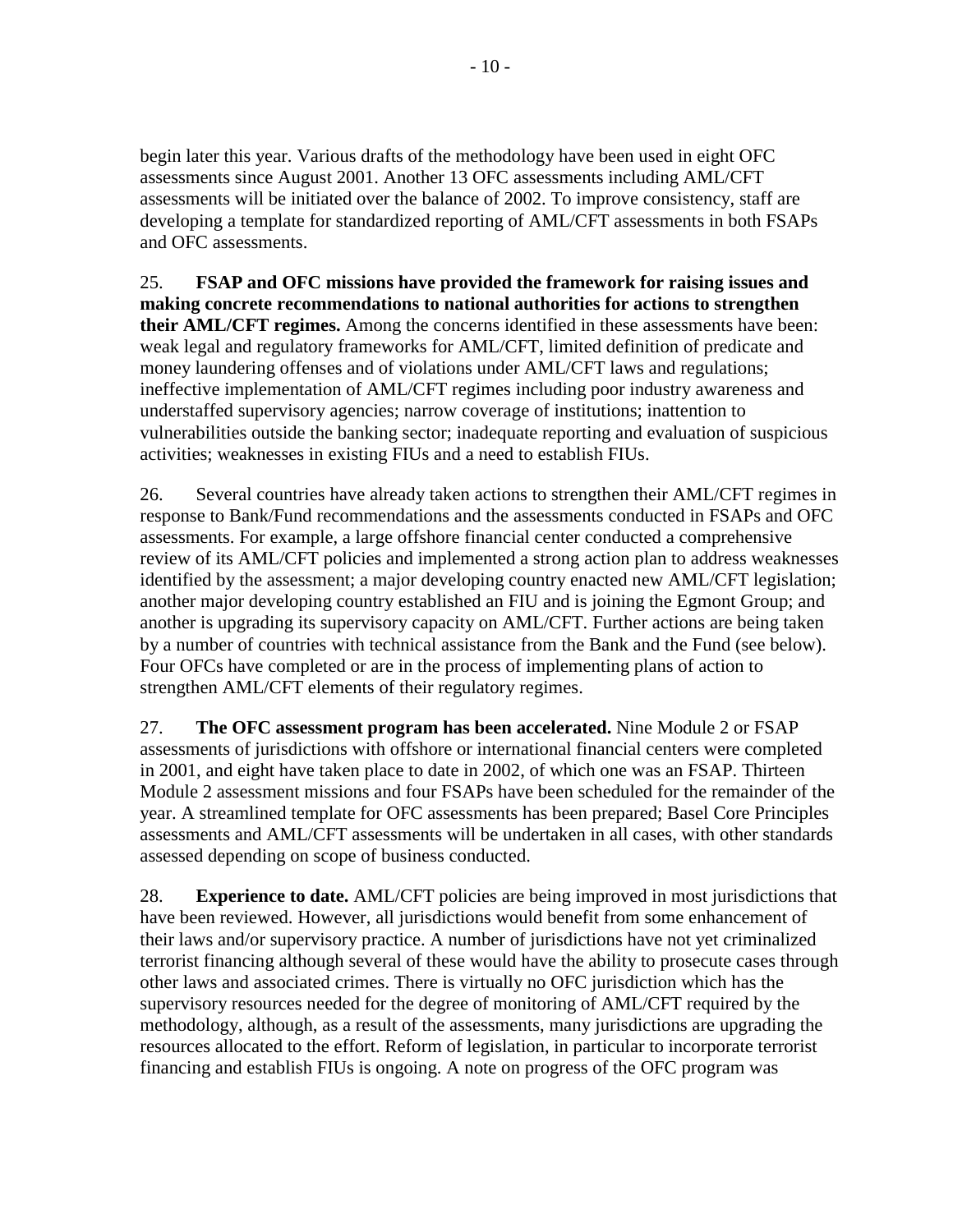begin later this year. Various drafts of the methodology have been used in eight OFC assessments since August 2001. Another 13 OFC assessments including AML/CFT assessments will be initiated over the balance of 2002. To improve consistency, staff are developing a template for standardized reporting of AML/CFT assessments in both FSAPs and OFC assessments.

25. **FSAP and OFC missions have provided the framework for raising issues and making concrete recommendations to national authorities for actions to strengthen their AML/CFT regimes.** Among the concerns identified in these assessments have been: weak legal and regulatory frameworks for AML/CFT, limited definition of predicate and money laundering offenses and of violations under AML/CFT laws and regulations; ineffective implementation of AML/CFT regimes including poor industry awareness and understaffed supervisory agencies; narrow coverage of institutions; inattention to vulnerabilities outside the banking sector; inadequate reporting and evaluation of suspicious activities; weaknesses in existing FIUs and a need to establish FIUs.

26. Several countries have already taken actions to strengthen their AML/CFT regimes in response to Bank/Fund recommendations and the assessments conducted in FSAPs and OFC assessments. For example, a large offshore financial center conducted a comprehensive review of its AML/CFT policies and implemented a strong action plan to address weaknesses identified by the assessment; a major developing country enacted new AML/CFT legislation; another major developing country established an FIU and is joining the Egmont Group; and another is upgrading its supervisory capacity on AML/CFT. Further actions are being taken by a number of countries with technical assistance from the Bank and the Fund (see below). Four OFCs have completed or are in the process of implementing plans of action to strengthen AML/CFT elements of their regulatory regimes.

27. **The OFC assessment program has been accelerated.** Nine Module 2 or FSAP assessments of jurisdictions with offshore or international financial centers were completed in 2001, and eight have taken place to date in 2002, of which one was an FSAP. Thirteen Module 2 assessment missions and four FSAPs have been scheduled for the remainder of the year. A streamlined template for OFC assessments has been prepared; Basel Core Principles assessments and AML/CFT assessments will be undertaken in all cases, with other standards assessed depending on scope of business conducted.

28. **Experience to date.** AML/CFT policies are being improved in most jurisdictions that have been reviewed. However, all jurisdictions would benefit from some enhancement of their laws and/or supervisory practice. A number of jurisdictions have not yet criminalized terrorist financing although several of these would have the ability to prosecute cases through other laws and associated crimes. There is virtually no OFC jurisdiction which has the supervisory resources needed for the degree of monitoring of AML/CFT required by the methodology, although, as a result of the assessments, many jurisdictions are upgrading the resources allocated to the effort. Reform of legislation, in particular to incorporate terrorist financing and establish FIUs is ongoing. A note on progress of the OFC program was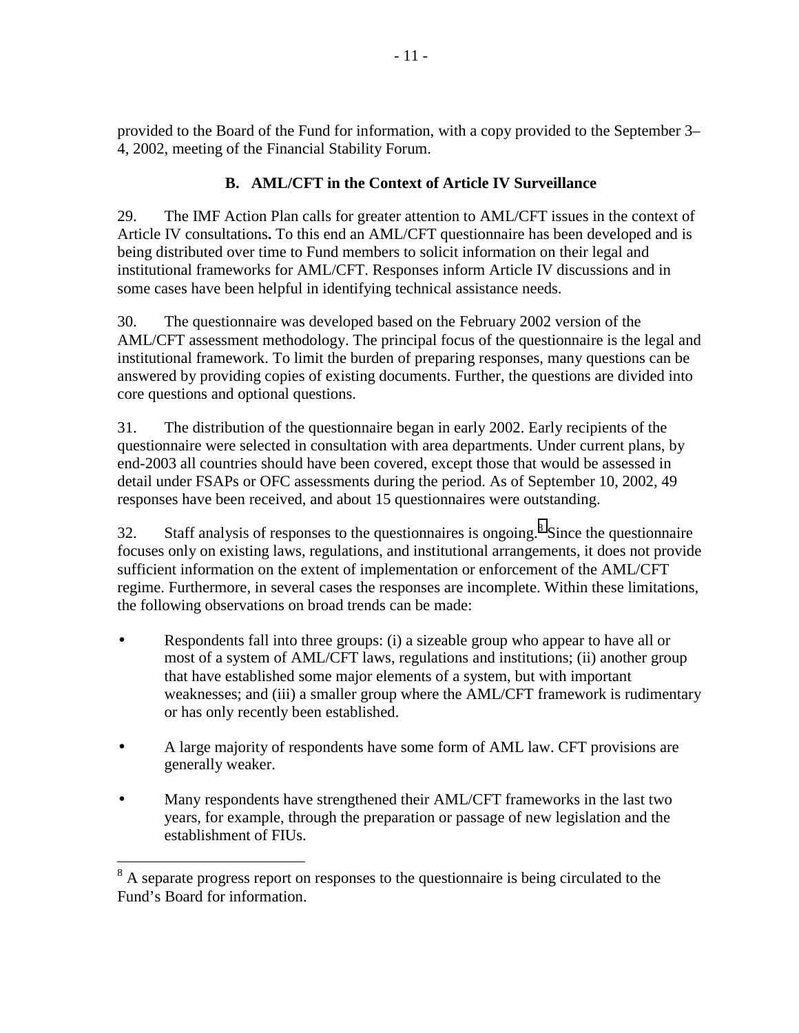provided to the Board of the Fund for information, with a copy provided to the September 3–4, 2002, meeting of the Financial Stability Forum.

### B. AML/CFT in the Context of Article IV Surveillance

29. The IMF Action Plan calls for greater attention to AML/CFT issues in the context of Article IV consultations**.** To this end an AML/CFT questionnaire has been developed and is being distributed over time to Fund members to solicit information on their legal and institutional frameworks for AML/CFT. Responses inform Article IV discussions and in some cases have been helpful in identifying technical assistance needs.

30. The questionnaire was developed based on the February 2002 version of the AML/CFT assessment methodology. The principal focus of the questionnaire is the legal and institutional framework. To limit the burden of preparing responses, many questions can be answered by providing copies of existing documents. Further, the questions are divided into core questions and optional questions.

31. The distribution of the questionnaire began in early 2002. Early recipients of the questionnaire were selected in consultation with area departments. Under current plans, by end-2003 all countries should have been covered, except those that would be assessed in detail under FSAPs or OFC assessments during the period. As of September 10, 2002, 49 responses have been received, and about 15 questionnaires were outstanding.

32. Staff analysis of responses to the questionnaires is ongoing.[8] Since the questionnaire focuses only on existing laws, regulations, and institutional arrangements, it does not provide sufficient information on the extent of implementation or enforcement of the AML/CFT regime. Furthermore, in several cases the responses are incomplete. Within these limitations, the following observations on broad trends can be made:

- Respondents fall into three groups: (i) a sizeable group who appear to have all or most of a system of AML/CFT laws, regulations and institutions; (ii) another group that have established some major elements of a system, but with important weaknesses; and (iii) a smaller group where the AML/CFT framework is rudimentary or has only recently been established.

- A large majority of respondents have some form of AML law. CFT provisions are generally weaker.

- Many respondents have strengthened their AML/CFT frameworks in the last two years, for example, through the preparation or passage of new legislation and the establishment of FIUs.

[8] A separate progress report on responses to the questionnaire is being circulated to the Fund's Board for information.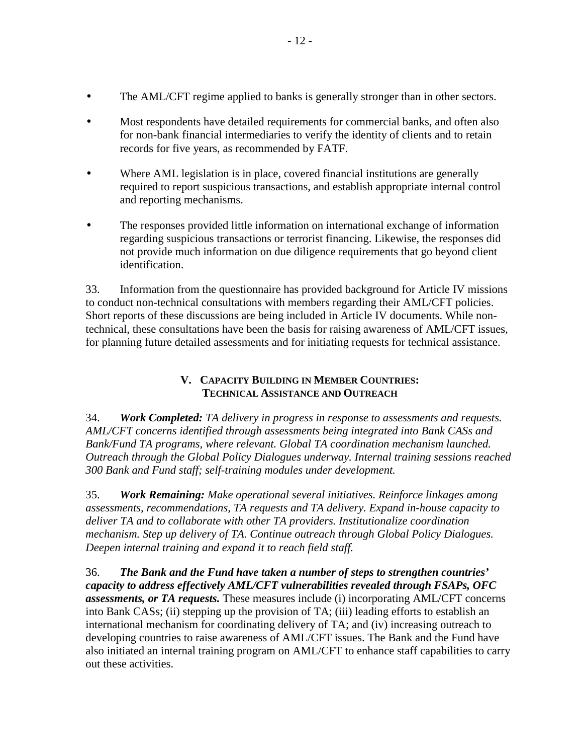- The AML/CFT regime applied to banks is generally stronger than in other sectors.

- Most respondents have detailed requirements for commercial banks, and often also for non-bank financial intermediaries to verify the identity of clients and to retain records for five years, as recommended by FATF.

- Where AML legislation is in place, covered financial institutions are generally required to report suspicious transactions, and establish appropriate internal control and reporting mechanisms.

- The responses provided little information on international exchange of information regarding suspicious transactions or terrorist financing. Likewise, the responses did not provide much information on due diligence requirements that go beyond client identification.

33. Information from the questionnaire has provided background for Article IV missions to conduct non-technical consultations with members regarding their AML/CFT policies. Short reports of these discussions are being included in Article IV documents. While non-technical, these consultations have been the basis for raising awareness of AML/CFT issues, for planning future detailed assessments and for initiating requests for technical assistance.

## V. Capacity Building in Member Countries: Technical Assistance and Outreach

34. ***Work Completed:*** *TA delivery in progress in response to assessments and requests. AML/CFT concerns identified through assessments being integrated into Bank CASs and Bank/Fund TA programs, where relevant. Global TA coordination mechanism launched. Outreach through the Global Policy Dialogues underway. Internal training sessions reached 300 Bank and Fund staff; self-training modules under development.*

35. ***Work Remaining:*** *Make operational several initiatives. Reinforce linkages among assessments, recommendations, TA requests and TA delivery. Expand in-house capacity to deliver TA and to collaborate with other TA providers. Institutionalize coordination mechanism. Step up delivery of TA. Continue outreach through Global Policy Dialogues. Deepen internal training and expand it to reach field staff.*

36. ***The Bank and the Fund have taken a number of steps to strengthen countries' capacity to address effectively AML/CFT vulnerabilities revealed through FSAPs, OFC assessments, or TA requests.*** These measures include (i) incorporating AML/CFT concerns into Bank CASs; (ii) stepping up the provision of TA; (iii) leading efforts to establish an international mechanism for coordinating delivery of TA; and (iv) increasing outreach to developing countries to raise awareness of AML/CFT issues. The Bank and the Fund have also initiated an internal training program on AML/CFT to enhance staff capabilities to carry out these activities.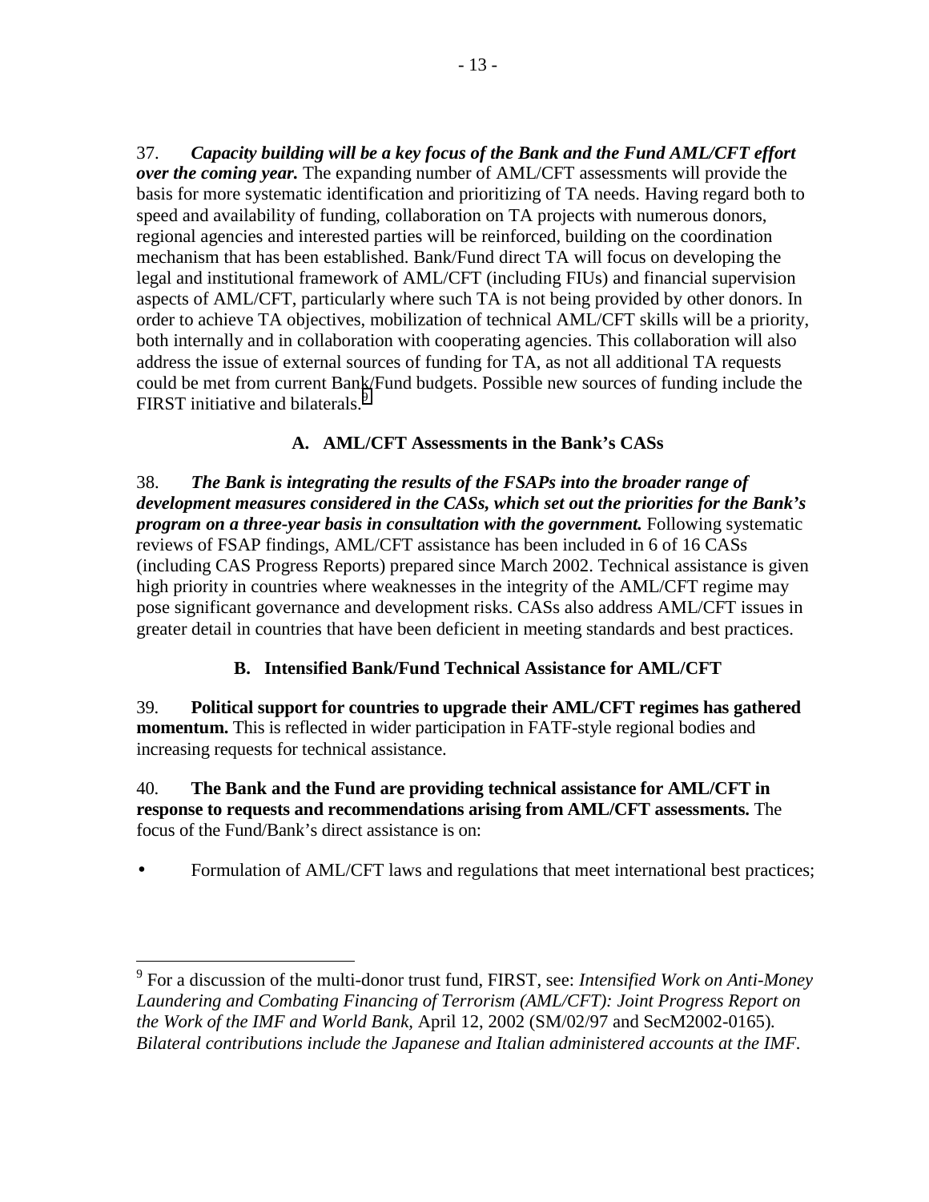37. ***Capacity building will be a key focus of the Bank and the Fund AML/CFT effort over the coming year.*** The expanding number of AML/CFT assessments will provide the basis for more systematic identification and prioritizing of TA needs. Having regard both to speed and availability of funding, collaboration on TA projects with numerous donors, regional agencies and interested parties will be reinforced, building on the coordination mechanism that has been established. Bank/Fund direct TA will focus on developing the legal and institutional framework of AML/CFT (including FIUs) and financial supervision aspects of AML/CFT, particularly where such TA is not being provided by other donors. In order to achieve TA objectives, mobilization of technical AML/CFT skills will be a priority, both internally and in collaboration with cooperating agencies. This collaboration will also address the issue of external sources of funding for TA, as not all additional TA requests could be met from current Bank/Fund budgets. Possible new sources of funding include the FIRST initiative and bilaterals.[9]

### A. AML/CFT Assessments in the Bank's CASs

38. ***The Bank is integrating the results of the FSAPs into the broader range of development measures considered in the CASs, which set out the priorities for the Bank's program on a three-year basis in consultation with the government.*** Following systematic reviews of FSAP findings, AML/CFT assistance has been included in 6 of 16 CASs (including CAS Progress Reports) prepared since March 2002. Technical assistance is given high priority in countries where weaknesses in the integrity of the AML/CFT regime may pose significant governance and development risks. CASs also address AML/CFT issues in greater detail in countries that have been deficient in meeting standards and best practices.

### B. Intensified Bank/Fund Technical Assistance for AML/CFT

39. **Political support for countries to upgrade their AML/CFT regimes has gathered momentum.** This is reflected in wider participation in FATF-style regional bodies and increasing requests for technical assistance.

40. **The Bank and the Fund are providing technical assistance for AML/CFT in response to requests and recommendations arising from AML/CFT assessments.** The focus of the Fund/Bank's direct assistance is on:

- Formulation of AML/CFT laws and regulations that meet international best practices;

---

[9] For a discussion of the multi-donor trust fund, FIRST, see: *Intensified Work on Anti-Money Laundering and Combating Financing of Terrorism (AML/CFT): Joint Progress Report on the Work of the IMF and World Bank*, April 12, 2002 (SM/02/97 and SecM2002-0165). *Bilateral contributions include the Japanese and Italian administered accounts at the IMF.*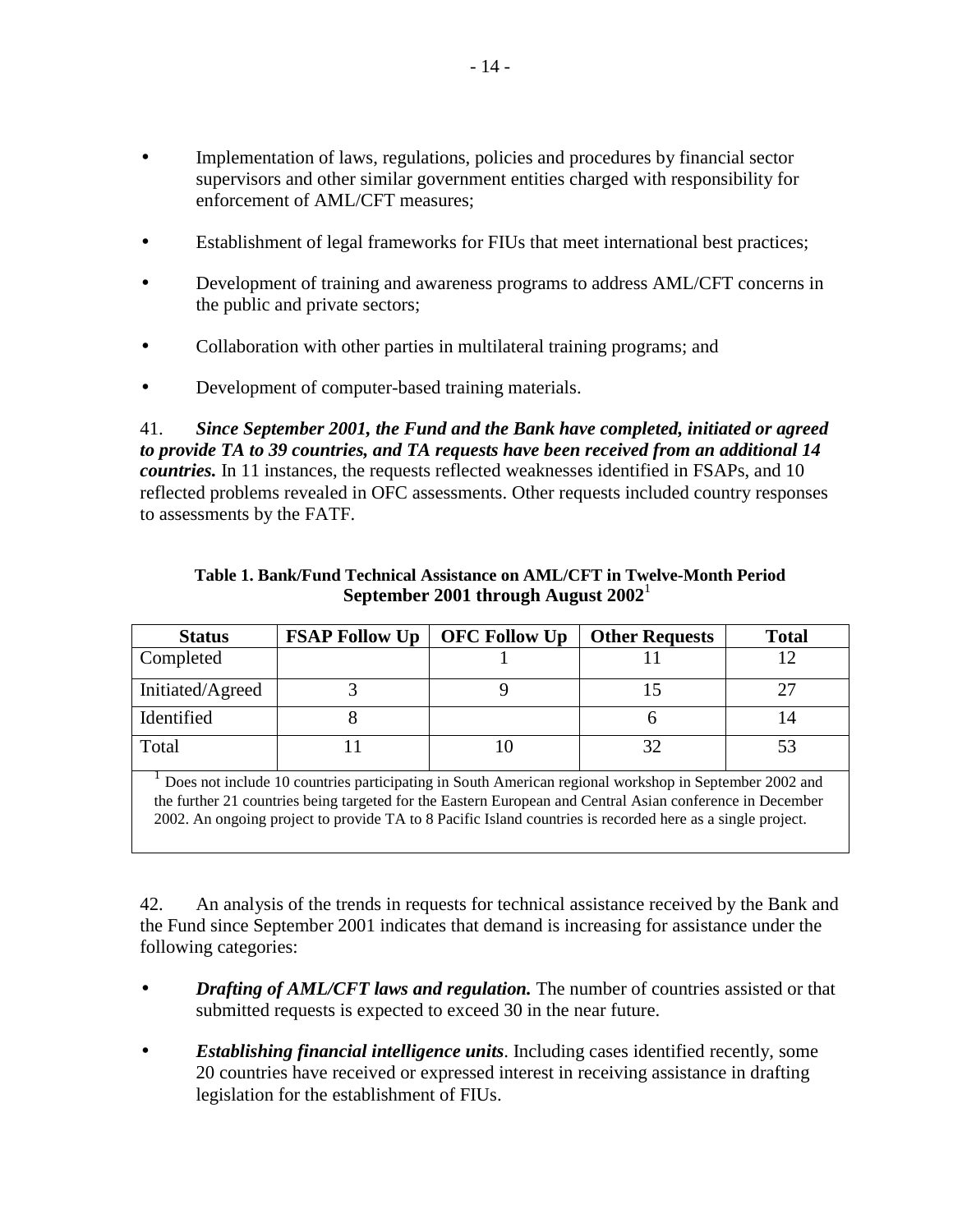- Implementation of laws, regulations, policies and procedures by financial sector supervisors and other similar government entities charged with responsibility for enforcement of AML/CFT measures;
- Establishment of legal frameworks for FIUs that meet international best practices;
- Development of training and awareness programs to address AML/CFT concerns in the public and private sectors;
- Collaboration with other parties in multilateral training programs; and
- Development of computer-based training materials.

41. ***Since September 2001, the Fund and the Bank have completed, initiated or agreed to provide TA to 39 countries, and TA requests have been received from an additional 14 countries.*** In 11 instances, the requests reflected weaknesses identified in FSAPs, and 10 reflected problems revealed in OFC assessments. Other requests included country responses to assessments by the FATF.

**Table 1. Bank/Fund Technical Assistance on AML/CFT in Twelve-Month Period September 2001 through August 2002**[1]

| Status | FSAP Follow Up | OFC Follow Up | Other Requests | Total |
|---|---|---|---|---|
| Completed | | 1 | 11 | 12 |
| Initiated/Agreed | 3 | 9 | 15 | 27 |
| Identified | 8 | | 6 | 14 |
| Total | 11 | 10 | 32 | 53 |

[1] Does not include 10 countries participating in South American regional workshop in September 2002 and the further 21 countries being targeted for the Eastern European and Central Asian conference in December 2002. An ongoing project to provide TA to 8 Pacific Island countries is recorded here as a single project.

42. An analysis of the trends in requests for technical assistance received by the Bank and the Fund since September 2001 indicates that demand is increasing for assistance under the following categories:

- ***Drafting of AML/CFT laws and regulation.*** The number of countries assisted or that submitted requests is expected to exceed 30 in the near future.
- ***Establishing financial intelligence units***. Including cases identified recently, some 20 countries have received or expressed interest in receiving assistance in drafting legislation for the establishment of FIUs.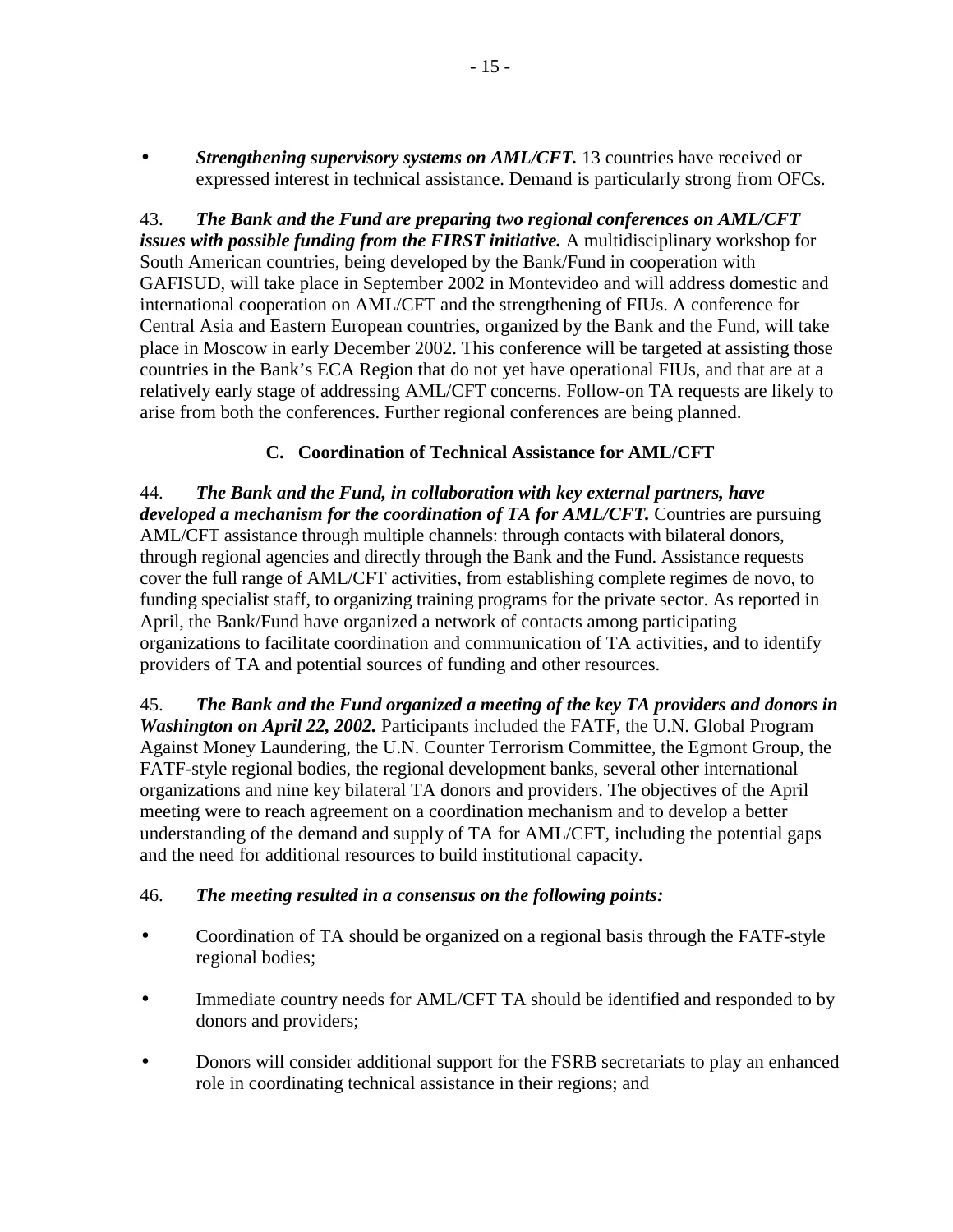- ***Strengthening supervisory systems on AML/CFT.*** 13 countries have received or expressed interest in technical assistance. Demand is particularly strong from OFCs.

43. ***The Bank and the Fund are preparing two regional conferences on AML/CFT issues with possible funding from the FIRST initiative.*** A multidisciplinary workshop for South American countries, being developed by the Bank/Fund in cooperation with GAFISUD, will take place in September 2002 in Montevideo and will address domestic and international cooperation on AML/CFT and the strengthening of FIUs. A conference for Central Asia and Eastern European countries, organized by the Bank and the Fund, will take place in Moscow in early December 2002. This conference will be targeted at assisting those countries in the Bank's ECA Region that do not yet have operational FIUs, and that are at a relatively early stage of addressing AML/CFT concerns. Follow-on TA requests are likely to arise from both the conferences. Further regional conferences are being planned.

### C. Coordination of Technical Assistance for AML/CFT

44. ***The Bank and the Fund, in collaboration with key external partners, have developed a mechanism for the coordination of TA for AML/CFT.*** Countries are pursuing AML/CFT assistance through multiple channels: through contacts with bilateral donors, through regional agencies and directly through the Bank and the Fund. Assistance requests cover the full range of AML/CFT activities, from establishing complete regimes de novo, to funding specialist staff, to organizing training programs for the private sector. As reported in April, the Bank/Fund have organized a network of contacts among participating organizations to facilitate coordination and communication of TA activities, and to identify providers of TA and potential sources of funding and other resources.

45. ***The Bank and the Fund organized a meeting of the key TA providers and donors in Washington on April 22, 2002.*** Participants included the FATF, the U.N. Global Program Against Money Laundering, the U.N. Counter Terrorism Committee, the Egmont Group, the FATF-style regional bodies, the regional development banks, several other international organizations and nine key bilateral TA donors and providers. The objectives of the April meeting were to reach agreement on a coordination mechanism and to develop a better understanding of the demand and supply of TA for AML/CFT, including the potential gaps and the need for additional resources to build institutional capacity.

46. ***The meeting resulted in a consensus on the following points:***

- Coordination of TA should be organized on a regional basis through the FATF-style regional bodies;
- Immediate country needs for AML/CFT TA should be identified and responded to by donors and providers;
- Donors will consider additional support for the FSRB secretariats to play an enhanced role in coordinating technical assistance in their regions; and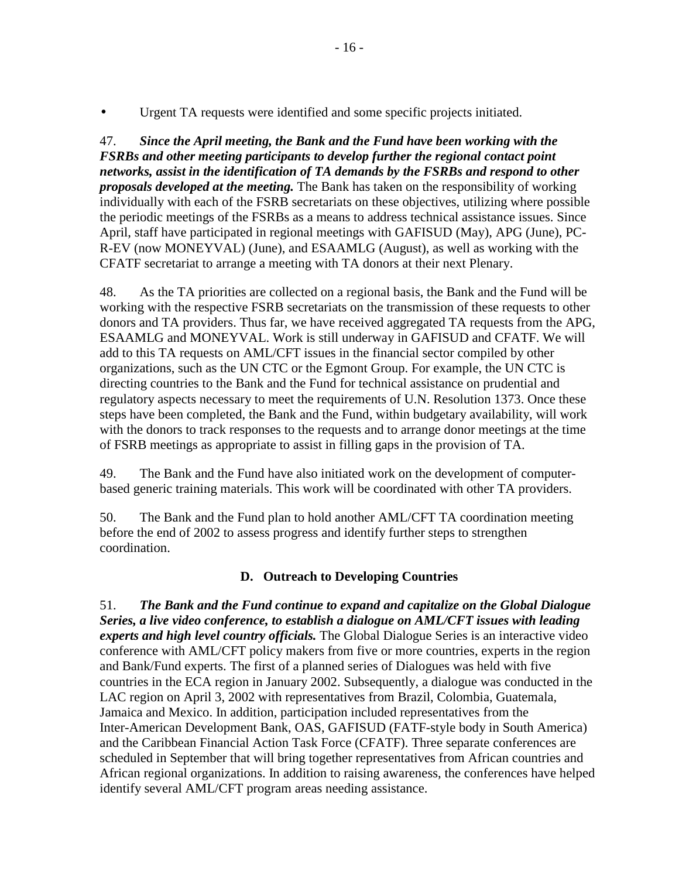- Urgent TA requests were identified and some specific projects initiated.

47. ***Since the April meeting, the Bank and the Fund have been working with the FSRBs and other meeting participants to develop further the regional contact point networks, assist in the identification of TA demands by the FSRBs and respond to other proposals developed at the meeting.*** The Bank has taken on the responsibility of working individually with each of the FSRB secretariats on these objectives, utilizing where possible the periodic meetings of the FSRBs as a means to address technical assistance issues. Since April, staff have participated in regional meetings with GAFISUD (May), APG (June), PC-R-EV (now MONEYVAL) (June), and ESAAMLG (August), as well as working with the CFATF secretariat to arrange a meeting with TA donors at their next Plenary.

48. As the TA priorities are collected on a regional basis, the Bank and the Fund will be working with the respective FSRB secretariats on the transmission of these requests to other donors and TA providers. Thus far, we have received aggregated TA requests from the APG, ESAAMLG and MONEYVAL. Work is still underway in GAFISUD and CFATF. We will add to this TA requests on AML/CFT issues in the financial sector compiled by other organizations, such as the UN CTC or the Egmont Group. For example, the UN CTC is directing countries to the Bank and the Fund for technical assistance on prudential and regulatory aspects necessary to meet the requirements of U.N. Resolution 1373. Once these steps have been completed, the Bank and the Fund, within budgetary availability, will work with the donors to track responses to the requests and to arrange donor meetings at the time of FSRB meetings as appropriate to assist in filling gaps in the provision of TA.

49. The Bank and the Fund have also initiated work on the development of computer-based generic training materials. This work will be coordinated with other TA providers.

50. The Bank and the Fund plan to hold another AML/CFT TA coordination meeting before the end of 2002 to assess progress and identify further steps to strengthen coordination.

### D. Outreach to Developing Countries

51. ***The Bank and the Fund continue to expand and capitalize on the Global Dialogue Series, a live video conference, to establish a dialogue on AML/CFT issues with leading experts and high level country officials.*** The Global Dialogue Series is an interactive video conference with AML/CFT policy makers from five or more countries, experts in the region and Bank/Fund experts. The first of a planned series of Dialogues was held with five countries in the ECA region in January 2002. Subsequently, a dialogue was conducted in the LAC region on April 3, 2002 with representatives from Brazil, Colombia, Guatemala, Jamaica and Mexico. In addition, participation included representatives from the Inter-American Development Bank, OAS, GAFISUD (FATF-style body in South America) and the Caribbean Financial Action Task Force (CFATF). Three separate conferences are scheduled in September that will bring together representatives from African countries and African regional organizations. In addition to raising awareness, the conferences have helped identify several AML/CFT program areas needing assistance.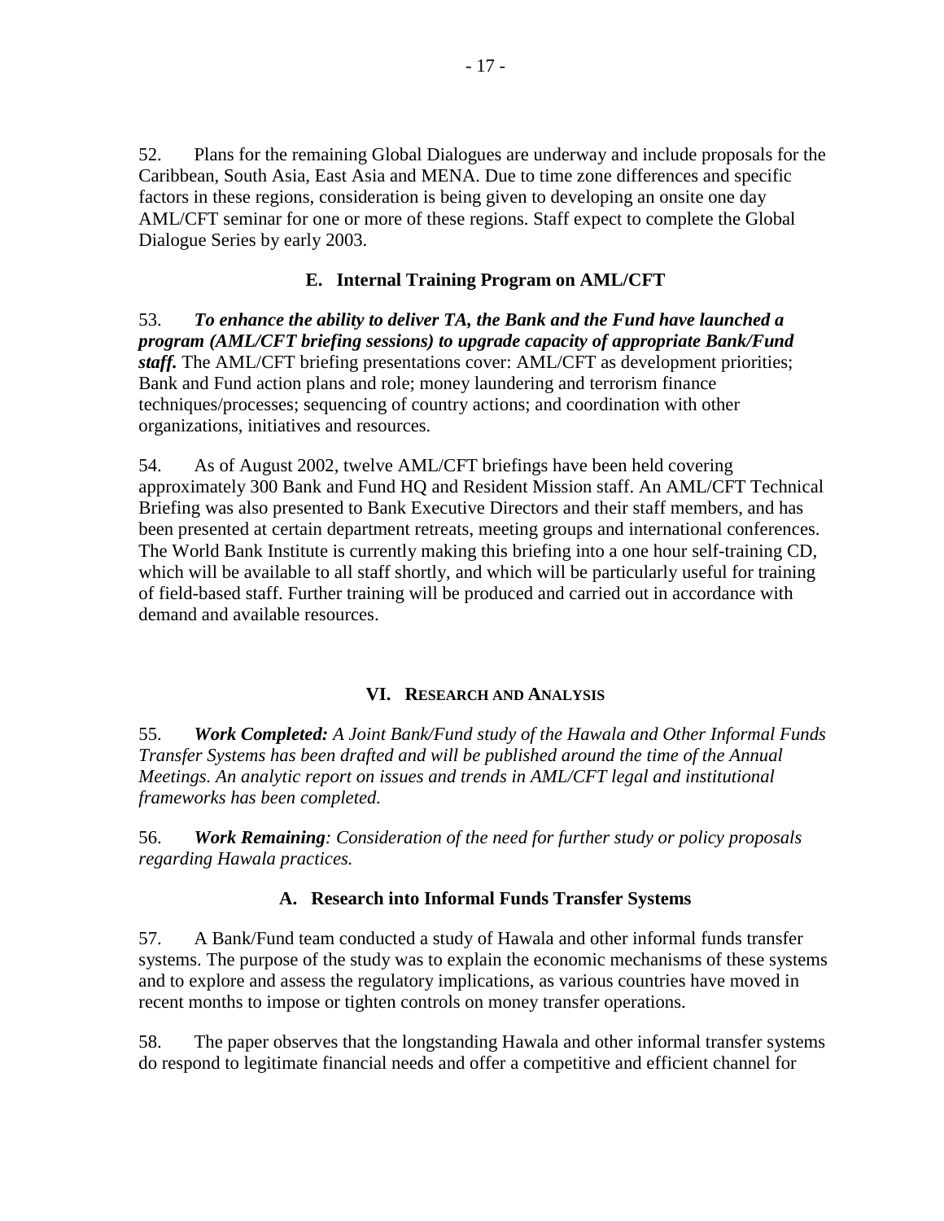52. Plans for the remaining Global Dialogues are underway and include proposals for the Caribbean, South Asia, East Asia and MENA. Due to time zone differences and specific factors in these regions, consideration is being given to developing an onsite one day AML/CFT seminar for one or more of these regions. Staff expect to complete the Global Dialogue Series by early 2003.

### E. Internal Training Program on AML/CFT

53. ***To enhance the ability to deliver TA, the Bank and the Fund have launched a program (AML/CFT briefing sessions) to upgrade capacity of appropriate Bank/Fund staff.*** The AML/CFT briefing presentations cover: AML/CFT as development priorities; Bank and Fund action plans and role; money laundering and terrorism finance techniques/processes; sequencing of country actions; and coordination with other organizations, initiatives and resources.

54. As of August 2002, twelve AML/CFT briefings have been held covering approximately 300 Bank and Fund HQ and Resident Mission staff. An AML/CFT Technical Briefing was also presented to Bank Executive Directors and their staff members, and has been presented at certain department retreats, meeting groups and international conferences. The World Bank Institute is currently making this briefing into a one hour self-training CD, which will be available to all staff shortly, and which will be particularly useful for training of field-based staff. Further training will be produced and carried out in accordance with demand and available resources.

## VI. Research and Analysis

55. ***Work Completed:*** *A Joint Bank/Fund study of the Hawala and Other Informal Funds Transfer Systems has been drafted and will be published around the time of the Annual Meetings. An analytic report on issues and trends in AML/CFT legal and institutional frameworks has been completed.*

56. ***Work Remaining****: Consideration of the need for further study or policy proposals regarding Hawala practices.*

### A. Research into Informal Funds Transfer Systems

57. A Bank/Fund team conducted a study of Hawala and other informal funds transfer systems. The purpose of the study was to explain the economic mechanisms of these systems and to explore and assess the regulatory implications, as various countries have moved in recent months to impose or tighten controls on money transfer operations.

58. The paper observes that the longstanding Hawala and other informal transfer systems do respond to legitimate financial needs and offer a competitive and efficient channel for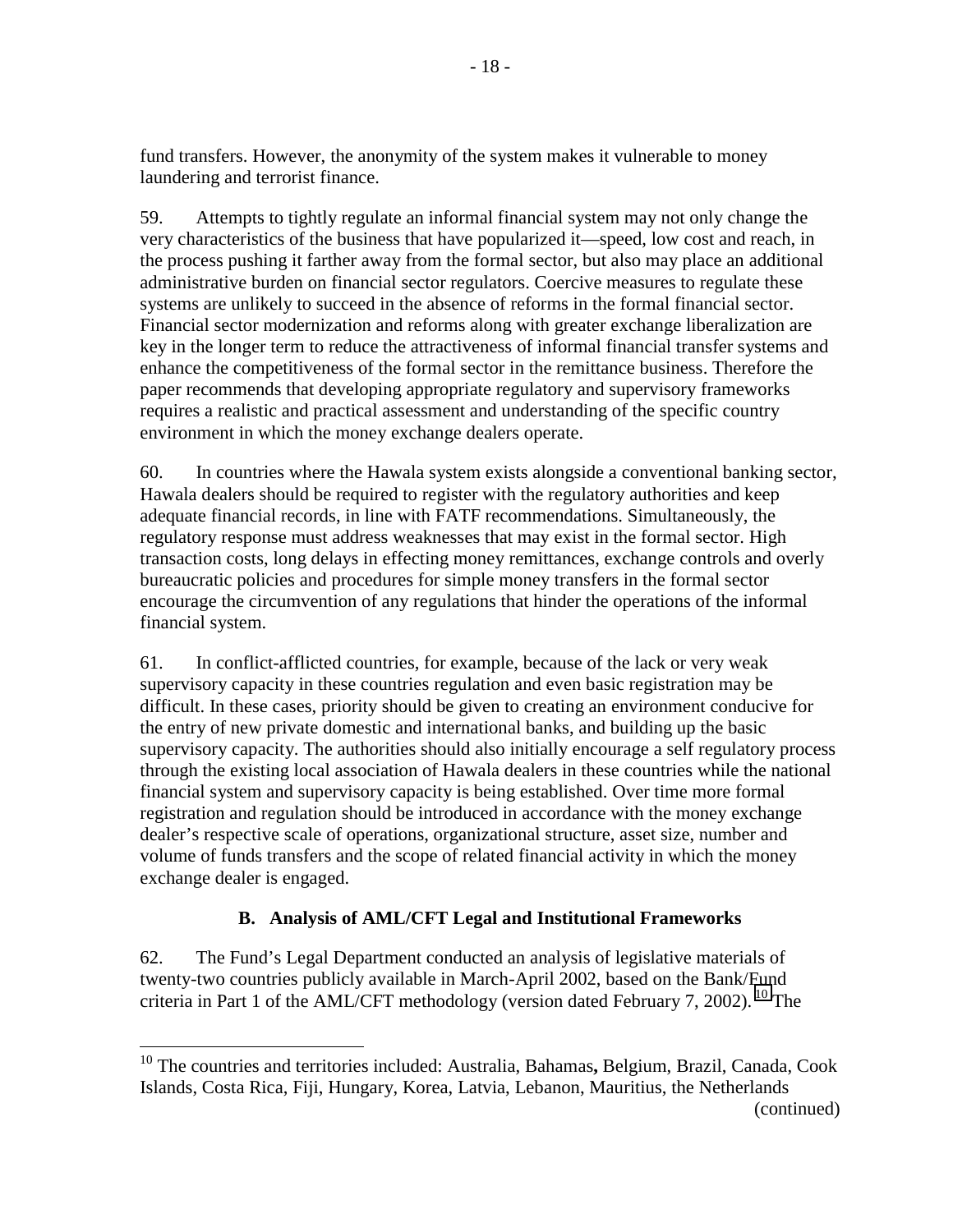fund transfers. However, the anonymity of the system makes it vulnerable to money laundering and terrorist finance.

59. Attempts to tightly regulate an informal financial system may not only change the very characteristics of the business that have popularized it—speed, low cost and reach, in the process pushing it farther away from the formal sector, but also may place an additional administrative burden on financial sector regulators. Coercive measures to regulate these systems are unlikely to succeed in the absence of reforms in the formal financial sector. Financial sector modernization and reforms along with greater exchange liberalization are key in the longer term to reduce the attractiveness of informal financial transfer systems and enhance the competitiveness of the formal sector in the remittance business. Therefore the paper recommends that developing appropriate regulatory and supervisory frameworks requires a realistic and practical assessment and understanding of the specific country environment in which the money exchange dealers operate.

60. In countries where the Hawala system exists alongside a conventional banking sector, Hawala dealers should be required to register with the regulatory authorities and keep adequate financial records, in line with FATF recommendations. Simultaneously, the regulatory response must address weaknesses that may exist in the formal sector. High transaction costs, long delays in effecting money remittances, exchange controls and overly bureaucratic policies and procedures for simple money transfers in the formal sector encourage the circumvention of any regulations that hinder the operations of the informal financial system.

61. In conflict-afflicted countries, for example, because of the lack or very weak supervisory capacity in these countries regulation and even basic registration may be difficult. In these cases, priority should be given to creating an environment conducive for the entry of new private domestic and international banks, and building up the basic supervisory capacity. The authorities should also initially encourage a self regulatory process through the existing local association of Hawala dealers in these countries while the national financial system and supervisory capacity is being established. Over time more formal registration and regulation should be introduced in accordance with the money exchange dealer's respective scale of operations, organizational structure, asset size, number and volume of funds transfers and the scope of related financial activity in which the money exchange dealer is engaged.

### B. Analysis of AML/CFT Legal and Institutional Frameworks

62. The Fund's Legal Department conducted an analysis of legislative materials of twenty-two countries publicly available in March-April 2002, based on the Bank/Fund criteria in Part 1 of the AML/CFT methodology (version dated February 7, 2002).[10] The

[10] The countries and territories included: Australia, Bahamas, Belgium, Brazil, Canada, Cook Islands, Costa Rica, Fiji, Hungary, Korea, Latvia, Lebanon, Mauritius, the Netherlands (continued)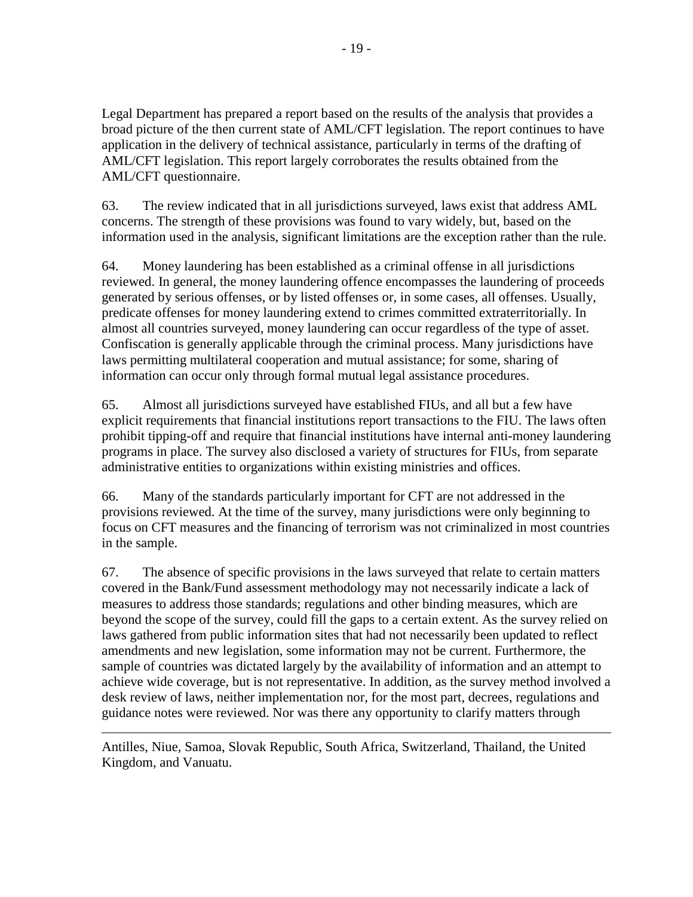Legal Department has prepared a report based on the results of the analysis that provides a broad picture of the then current state of AML/CFT legislation. The report continues to have application in the delivery of technical assistance, particularly in terms of the drafting of AML/CFT legislation. This report largely corroborates the results obtained from the AML/CFT questionnaire.

63. The review indicated that in all jurisdictions surveyed, laws exist that address AML concerns. The strength of these provisions was found to vary widely, but, based on the information used in the analysis, significant limitations are the exception rather than the rule.

64. Money laundering has been established as a criminal offense in all jurisdictions reviewed. In general, the money laundering offence encompasses the laundering of proceeds generated by serious offenses, or by listed offenses or, in some cases, all offenses. Usually, predicate offenses for money laundering extend to crimes committed extraterritorially. In almost all countries surveyed, money laundering can occur regardless of the type of asset. Confiscation is generally applicable through the criminal process. Many jurisdictions have laws permitting multilateral cooperation and mutual assistance; for some, sharing of information can occur only through formal mutual legal assistance procedures.

65. Almost all jurisdictions surveyed have established FIUs, and all but a few have explicit requirements that financial institutions report transactions to the FIU. The laws often prohibit tipping-off and require that financial institutions have internal anti-money laundering programs in place. The survey also disclosed a variety of structures for FIUs, from separate administrative entities to organizations within existing ministries and offices.

66. Many of the standards particularly important for CFT are not addressed in the provisions reviewed. At the time of the survey, many jurisdictions were only beginning to focus on CFT measures and the financing of terrorism was not criminalized in most countries in the sample.

67. The absence of specific provisions in the laws surveyed that relate to certain matters covered in the Bank/Fund assessment methodology may not necessarily indicate a lack of measures to address those standards; regulations and other binding measures, which are beyond the scope of the survey, could fill the gaps to a certain extent. As the survey relied on laws gathered from public information sites that had not necessarily been updated to reflect amendments and new legislation, some information may not be current. Furthermore, the sample of countries was dictated largely by the availability of information and an attempt to achieve wide coverage, but is not representative. In addition, as the survey method involved a desk review of laws, neither implementation nor, for the most part, decrees, regulations and guidance notes were reviewed. Nor was there any opportunity to clarify matters through

---

Antilles, Niue, Samoa, Slovak Republic, South Africa, Switzerland, Thailand, the United Kingdom, and Vanuatu.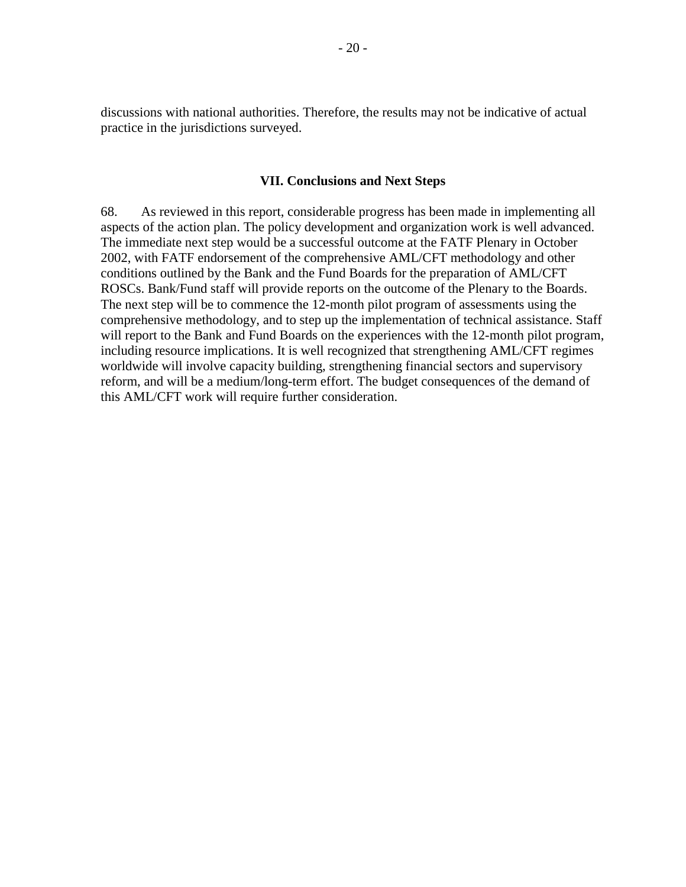discussions with national authorities. Therefore, the results may not be indicative of actual practice in the jurisdictions surveyed.

## VII. Conclusions and Next Steps

68. As reviewed in this report, considerable progress has been made in implementing all aspects of the action plan. The policy development and organization work is well advanced. The immediate next step would be a successful outcome at the FATF Plenary in October 2002, with FATF endorsement of the comprehensive AML/CFT methodology and other conditions outlined by the Bank and the Fund Boards for the preparation of AML/CFT ROSCs. Bank/Fund staff will provide reports on the outcome of the Plenary to the Boards. The next step will be to commence the 12-month pilot program of assessments using the comprehensive methodology, and to step up the implementation of technical assistance. Staff will report to the Bank and Fund Boards on the experiences with the 12-month pilot program, including resource implications. It is well recognized that strengthening AML/CFT regimes worldwide will involve capacity building, strengthening financial sectors and supervisory reform, and will be a medium/long-term effort. The budget consequences of the demand of this AML/CFT work will require further consideration.